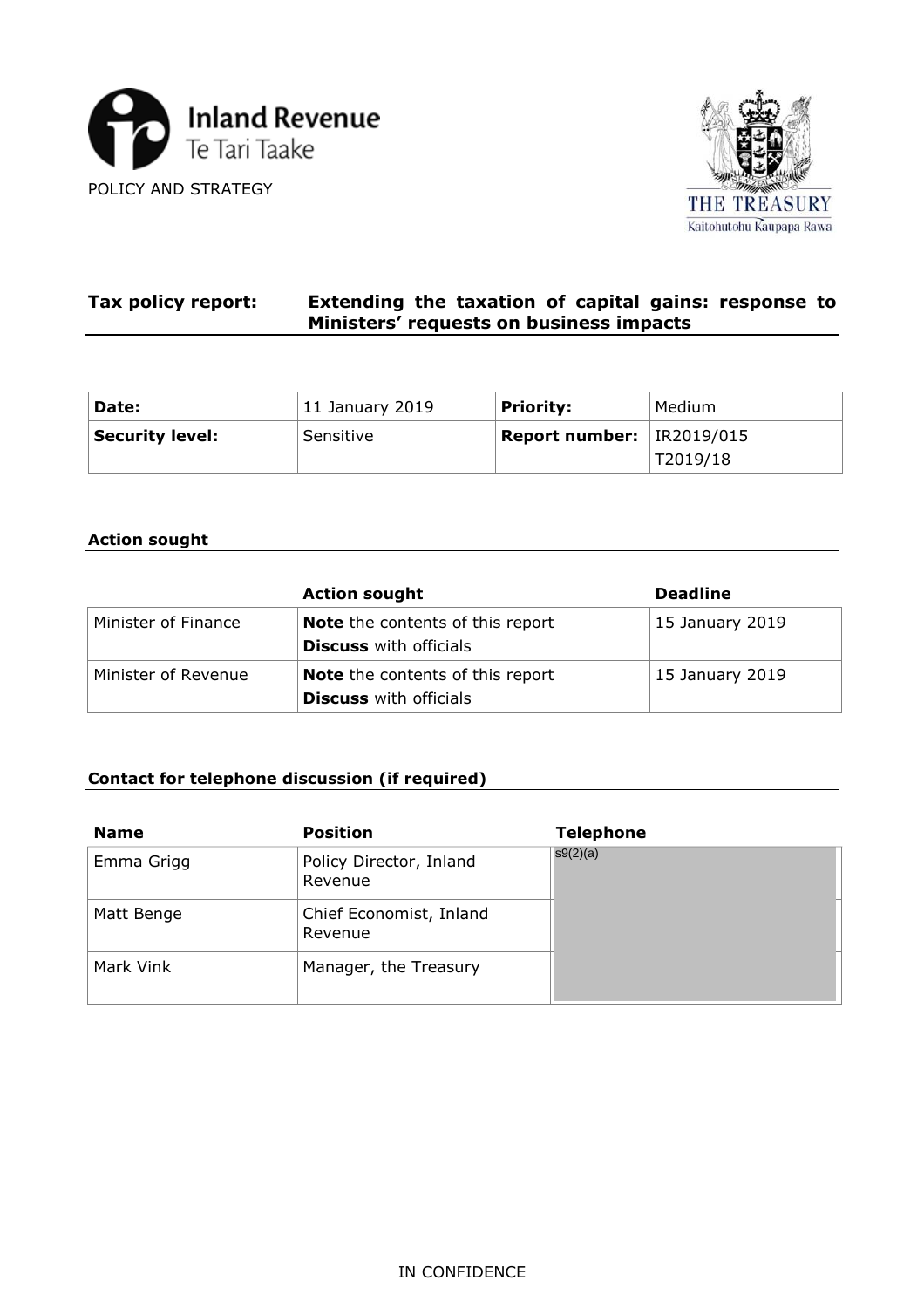Inland Revenue
Te Tari Taake

POLICY AND STRATEGY

THE TREASURY
Kaitohutohu Kaupapa Rawa

**Tax policy report:** **Extending the taxation of capital gains: response to Ministers' requests on business impacts**

| | | | |
|---|---|---|---|
| **Date:** | 11 January 2019 | **Priority:** | Medium |
| **Security level:** | Sensitive | **Report number:** | IR2019/015 T2019/18 |

### Action sought

| | Action sought | Deadline |
|---|---|---|
| Minister of Finance | **Note** the contents of this report **Discuss** with officials | 15 January 2019 |
| Minister of Revenue | **Note** the contents of this report **Discuss** with officials | 15 January 2019 |

### Contact for telephone discussion (if required)

| Name | Position | Telephone |
|---|---|---|
| Emma Grigg | Policy Director, Inland Revenue | s9(2)(a) |
| Matt Benge | Chief Economist, Inland Revenue | |
| Mark Vink | Manager, the Treasury | |

IN CONFIDENCE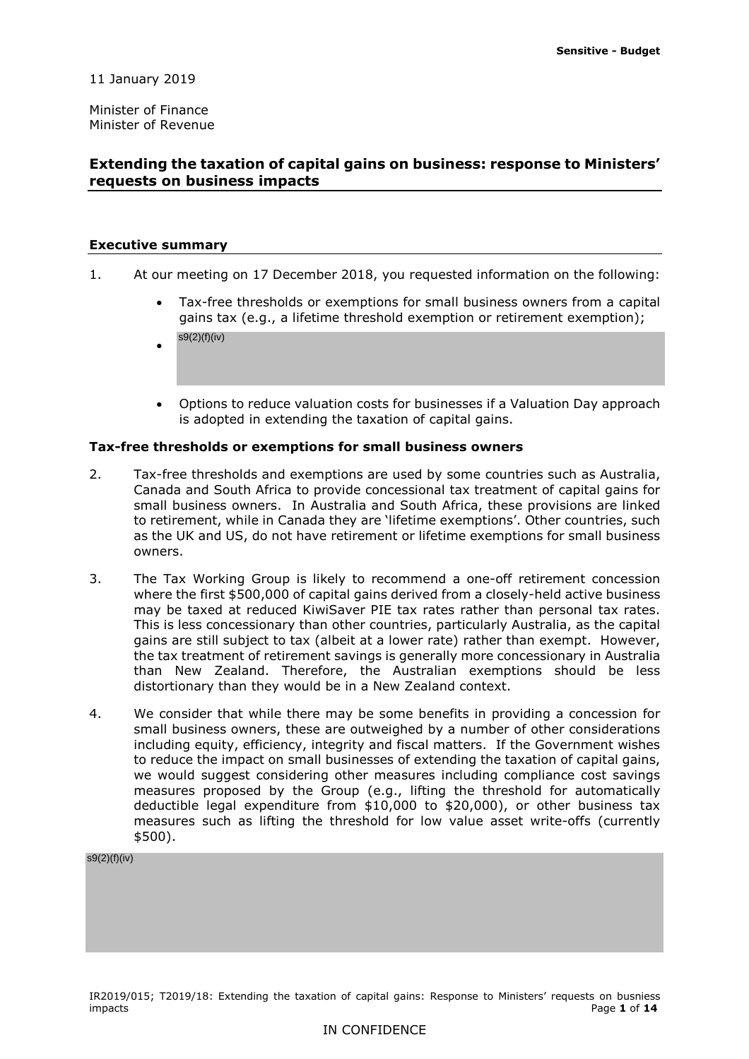11 January 2019

Minister of Finance
Minister of Revenue

## Extending the taxation of capital gains on business: response to Ministers' requests on business impacts

### Executive summary

1. At our meeting on 17 December 2018, you requested information on the following:

   - Tax-free thresholds or exemptions for small business owners from a capital gains tax (e.g., a lifetime threshold exemption or retirement exemption);
   - s9(2)(f)(iv)
   - Options to reduce valuation costs for businesses if a Valuation Day approach is adopted in extending the taxation of capital gains.

### Tax-free thresholds or exemptions for small business owners

2. Tax-free thresholds and exemptions are used by some countries such as Australia, Canada and South Africa to provide concessional tax treatment of capital gains for small business owners. In Australia and South Africa, these provisions are linked to retirement, while in Canada they are 'lifetime exemptions'. Other countries, such as the UK and US, do not have retirement or lifetime exemptions for small business owners.

3. The Tax Working Group is likely to recommend a one-off retirement concession where the first $500,000 of capital gains derived from a closely-held active business may be taxed at reduced KiwiSaver PIE tax rates rather than personal tax rates. This is less concessionary than other countries, particularly Australia, as the capital gains are still subject to tax (albeit at a lower rate) rather than exempt. However, the tax treatment of retirement savings is generally more concessionary in Australia than New Zealand. Therefore, the Australian exemptions should be less distortionary than they would be in a New Zealand context.

4. We consider that while there may be some benefits in providing a concession for small business owners, these are outweighed by a number of other considerations including equity, efficiency, integrity and fiscal matters. If the Government wishes to reduce the impact on small businesses of extending the taxation of capital gains, we would suggest considering other measures including compliance cost savings measures proposed by the Group (e.g., lifting the threshold for automatically deductible legal expenditure from $10,000 to $20,000), or other business tax measures such as lifting the threshold for low value asset write-offs (currently $500).

s9(2)(f)(iv)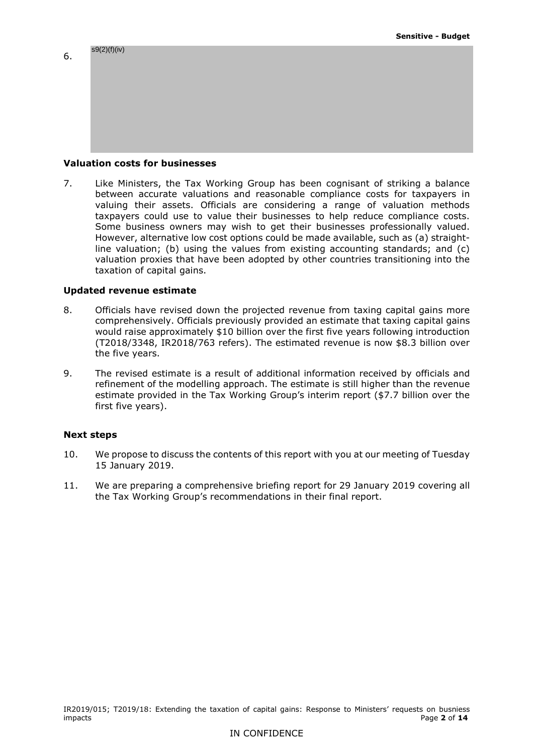6. s9(2)(f)(iv)

**Valuation costs for businesses**

7. Like Ministers, the Tax Working Group has been cognisant of striking a balance between accurate valuations and reasonable compliance costs for taxpayers in valuing their assets. Officials are considering a range of valuation methods taxpayers could use to value their businesses to help reduce compliance costs. Some business owners may wish to get their businesses professionally valued. However, alternative low cost options could be made available, such as (a) straight-line valuation; (b) using the values from existing accounting standards; and (c) valuation proxies that have been adopted by other countries transitioning into the taxation of capital gains.

**Updated revenue estimate**

8. Officials have revised down the projected revenue from taxing capital gains more comprehensively. Officials previously provided an estimate that taxing capital gains would raise approximately $10 billion over the first five years following introduction (T2018/3348, IR2018/763 refers). The estimated revenue is now $8.3 billion over the five years.

9. The revised estimate is a result of additional information received by officials and refinement of the modelling approach. The estimate is still higher than the revenue estimate provided in the Tax Working Group's interim report ($7.7 billion over the first five years).

**Next steps**

10. We propose to discuss the contents of this report with you at our meeting of Tuesday 15 January 2019.

11. We are preparing a comprehensive briefing report for 29 January 2019 covering all the Tax Working Group's recommendations in their final report.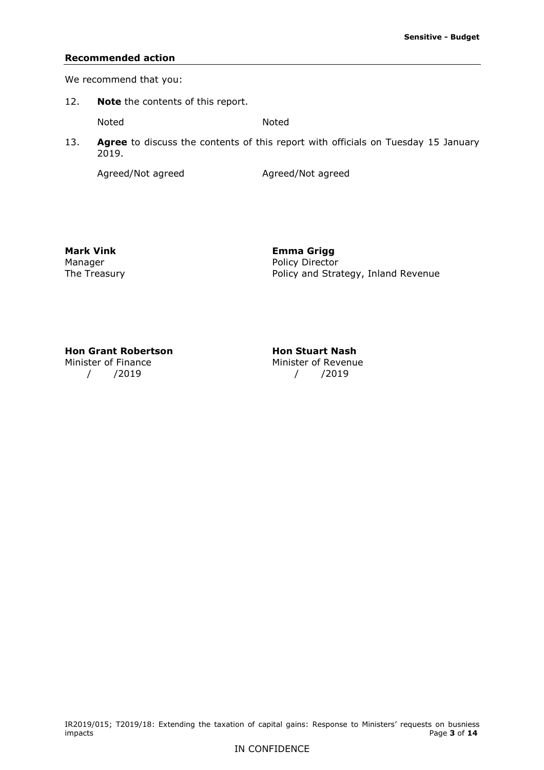## Recommended action

We recommend that you:

12. **Note** the contents of this report.

    Noted Noted

13. **Agree** to discuss the contents of this report with officials on Tuesday 15 January 2019.

    Agreed/Not agreed Agreed/Not agreed

**Mark Vink**
Manager
The Treasury

**Emma Grigg**
Policy Director
Policy and Strategy, Inland Revenue

**Hon Grant Robertson**
Minister of Finance
/ /2019

**Hon Stuart Nash**
Minister of Revenue
/ /2019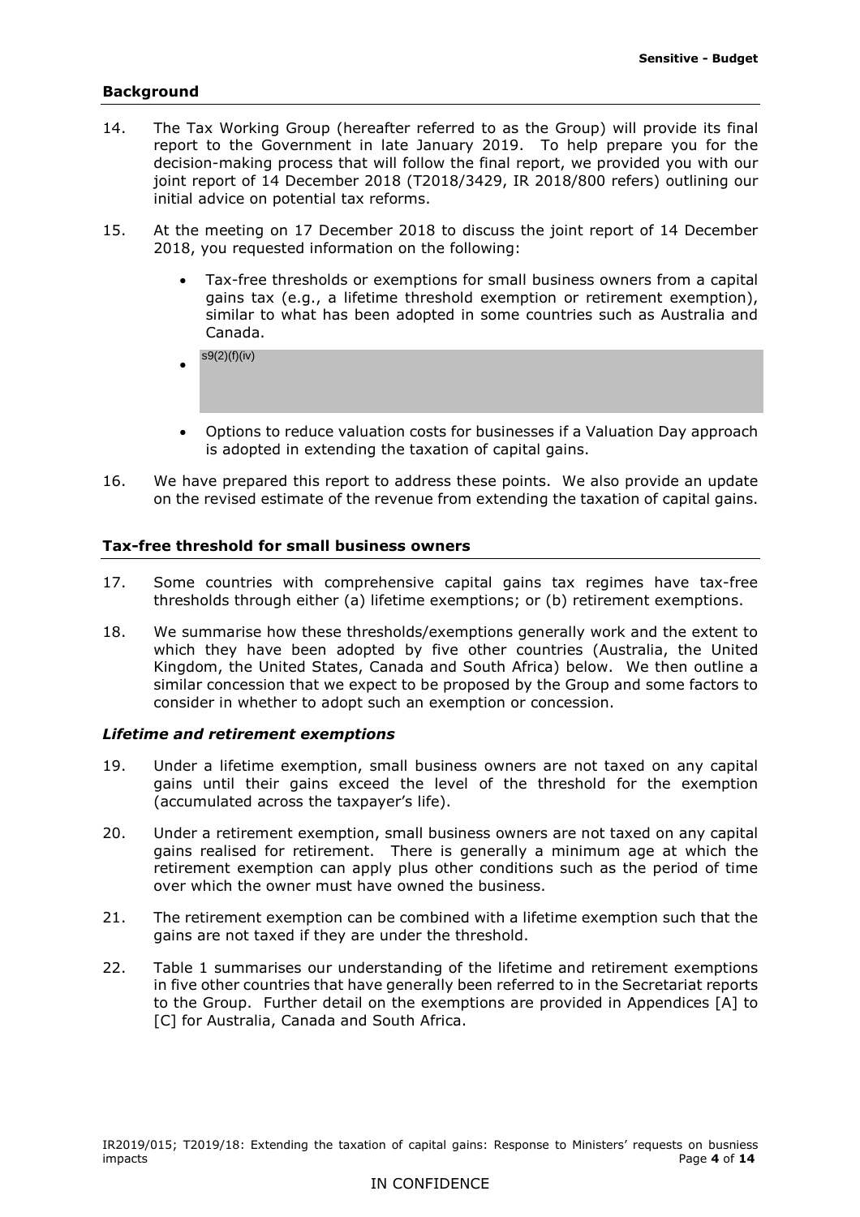## Background

14. The Tax Working Group (hereafter referred to as the Group) will provide its final report to the Government in late January 2019. To help prepare you for the decision-making process that will follow the final report, we provided you with our joint report of 14 December 2018 (T2018/3429, IR 2018/800 refers) outlining our initial advice on potential tax reforms.

15. At the meeting on 17 December 2018 to discuss the joint report of 14 December 2018, you requested information on the following:

    - Tax-free thresholds or exemptions for small business owners from a capital gains tax (e.g., a lifetime threshold exemption or retirement exemption), similar to what has been adopted in some countries such as Australia and Canada.
    - s9(2)(f)(iv)
    - Options to reduce valuation costs for businesses if a Valuation Day approach is adopted in extending the taxation of capital gains.

16. We have prepared this report to address these points. We also provide an update on the revised estimate of the revenue from extending the taxation of capital gains.

## Tax-free threshold for small business owners

17. Some countries with comprehensive capital gains tax regimes have tax-free thresholds through either (a) lifetime exemptions; or (b) retirement exemptions.

18. We summarise how these thresholds/exemptions generally work and the extent to which they have been adopted by five other countries (Australia, the United Kingdom, the United States, Canada and South Africa) below. We then outline a similar concession that we expect to be proposed by the Group and some factors to consider in whether to adopt such an exemption or concession.

### *Lifetime and retirement exemptions*

19. Under a lifetime exemption, small business owners are not taxed on any capital gains until their gains exceed the level of the threshold for the exemption (accumulated across the taxpayer's life).

20. Under a retirement exemption, small business owners are not taxed on any capital gains realised for retirement. There is generally a minimum age at which the retirement exemption can apply plus other conditions such as the period of time over which the owner must have owned the business.

21. The retirement exemption can be combined with a lifetime exemption such that the gains are not taxed if they are under the threshold.

22. Table 1 summarises our understanding of the lifetime and retirement exemptions in five other countries that have generally been referred to in the Secretariat reports to the Group. Further detail on the exemptions are provided in Appendices [A] to [C] for Australia, Canada and South Africa.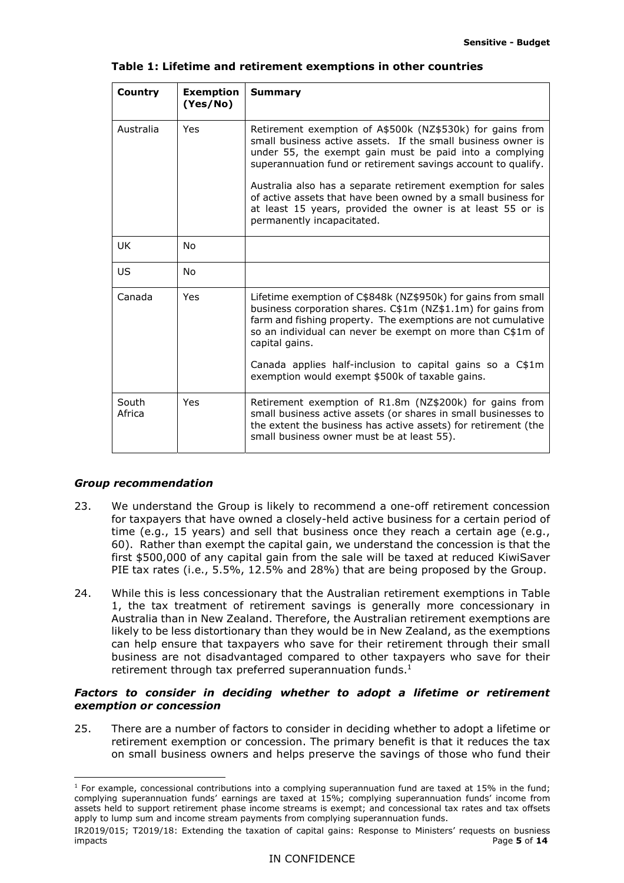**Table 1: Lifetime and retirement exemptions in other countries**

| Country | Exemption (Yes/No) | Summary |
|---|---|---|
| Australia | Yes | Retirement exemption of A$500k (NZ$530k) for gains from small business active assets. If the small business owner is under 55, the exempt gain must be paid into a complying superannuation fund or retirement savings account to qualify.<br><br>Australia also has a separate retirement exemption for sales of active assets that have been owned by a small business for at least 15 years, provided the owner is at least 55 or is permanently incapacitated. |
| UK | No | |
| US | No | |
| Canada | Yes | Lifetime exemption of C$848k (NZ$950k) for gains from small business corporation shares. C$1m (NZ$1.1m) for gains from farm and fishing property. The exemptions are not cumulative so an individual can never be exempt on more than C$1m of capital gains.<br><br>Canada applies half-inclusion to capital gains so a C$1m exemption would exempt $500k of taxable gains. |
| South Africa | Yes | Retirement exemption of R1.8m (NZ$200k) for gains from small business active assets (or shares in small businesses to the extent the business has active assets) for retirement (the small business owner must be at least 55). |

### *Group recommendation*

23. We understand the Group is likely to recommend a one-off retirement concession for taxpayers that have owned a closely-held active business for a certain period of time (e.g., 15 years) and sell that business once they reach a certain age (e.g., 60). Rather than exempt the capital gain, we understand the concession is that the first $500,000 of any capital gain from the sale will be taxed at reduced KiwiSaver PIE tax rates (i.e., 5.5%, 12.5% and 28%) that are being proposed by the Group.

24. While this is less concessionary that the Australian retirement exemptions in Table 1, the tax treatment of retirement savings is generally more concessionary in Australia than in New Zealand. Therefore, the Australian retirement exemptions are likely to be less distortionary than they would be in New Zealand, as the exemptions can help ensure that taxpayers who save for their retirement through their small business are not disadvantaged compared to other taxpayers who save for their retirement through tax preferred superannuation funds.[1]

### *Factors to consider in deciding whether to adopt a lifetime or retirement exemption or concession*

25. There are a number of factors to consider in deciding whether to adopt a lifetime or retirement exemption or concession. The primary benefit is that it reduces the tax on small business owners and helps preserve the savings of those who fund their

[1] For example, concessional contributions into a complying superannuation fund are taxed at 15% in the fund; complying superannuation funds' earnings are taxed at 15%; complying superannuation funds' income from assets held to support retirement phase income streams is exempt; and concessional tax rates and tax offsets apply to lump sum and income stream payments from complying superannuation funds.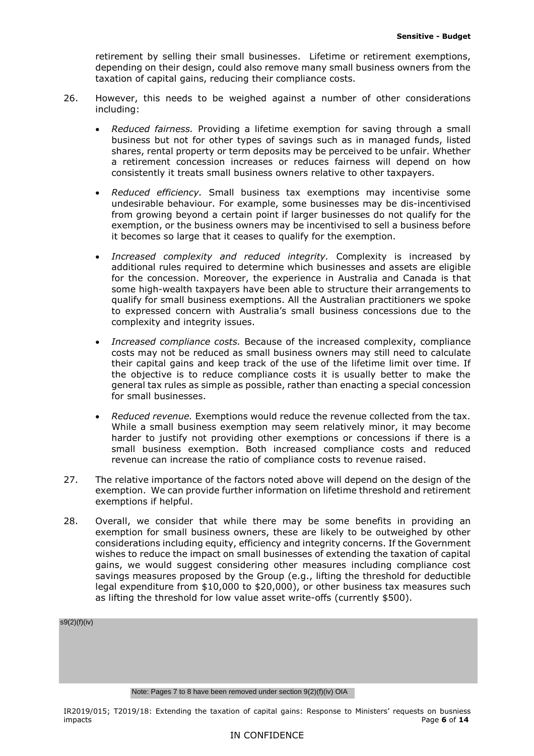retirement by selling their small businesses. Lifetime or retirement exemptions, depending on their design, could also remove many small business owners from the taxation of capital gains, reducing their compliance costs.

26. However, this needs to be weighed against a number of other considerations including:

- *Reduced fairness.* Providing a lifetime exemption for saving through a small business but not for other types of savings such as in managed funds, listed shares, rental property or term deposits may be perceived to be unfair. Whether a retirement concession increases or reduces fairness will depend on how consistently it treats small business owners relative to other taxpayers.

- *Reduced efficiency.* Small business tax exemptions may incentivise some undesirable behaviour. For example, some businesses may be dis-incentivised from growing beyond a certain point if larger businesses do not qualify for the exemption, or the business owners may be incentivised to sell a business before it becomes so large that it ceases to qualify for the exemption.

- *Increased complexity and reduced integrity.* Complexity is increased by additional rules required to determine which businesses and assets are eligible for the concession. Moreover, the experience in Australia and Canada is that some high-wealth taxpayers have been able to structure their arrangements to qualify for small business exemptions. All the Australian practitioners we spoke to expressed concern with Australia's small business concessions due to the complexity and integrity issues.

- *Increased compliance costs.* Because of the increased complexity, compliance costs may not be reduced as small business owners may still need to calculate their capital gains and keep track of the use of the lifetime limit over time. If the objective is to reduce compliance costs it is usually better to make the general tax rules as simple as possible, rather than enacting a special concession for small businesses.

- *Reduced revenue.* Exemptions would reduce the revenue collected from the tax. While a small business exemption may seem relatively minor, it may become harder to justify not providing other exemptions or concessions if there is a small business exemption. Both increased compliance costs and reduced revenue can increase the ratio of compliance costs to revenue raised.

27. The relative importance of the factors noted above will depend on the design of the exemption. We can provide further information on lifetime threshold and retirement exemptions if helpful.

28. Overall, we consider that while there may be some benefits in providing an exemption for small business owners, these are likely to be outweighed by other considerations including equity, efficiency and integrity concerns. If the Government wishes to reduce the impact on small businesses of extending the taxation of capital gains, we would suggest considering other measures including compliance cost savings measures proposed by the Group (e.g., lifting the threshold for deductible legal expenditure from $10,000 to $20,000), or other business tax measures such as lifting the threshold for low value asset write-offs (currently $500).

s9(2)(f)(iv)

Note: Pages 7 to 8 have been removed under section 9(2)(f)(iv) OIA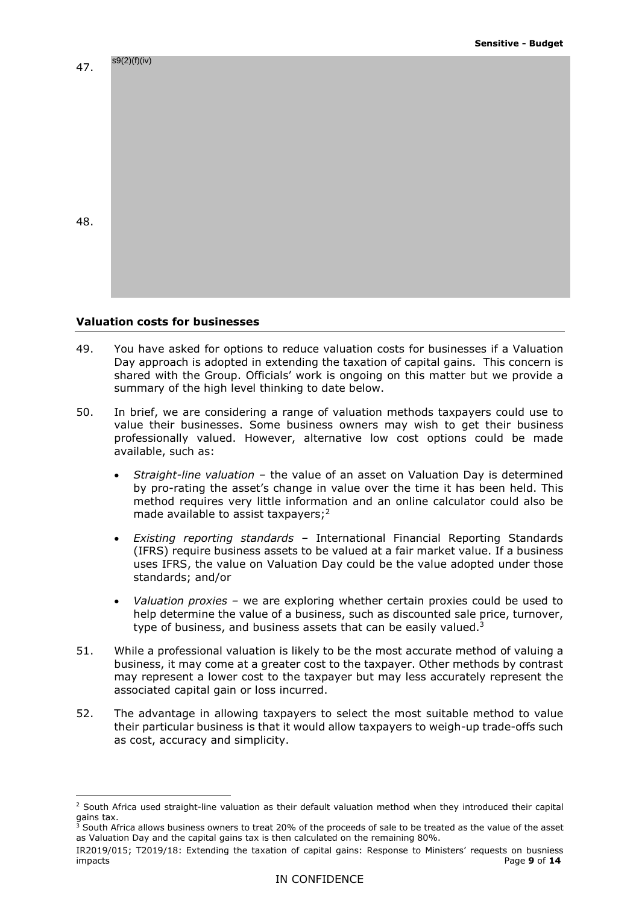47. s9(2)(f)(iv)

48.

### Valuation costs for businesses

49. You have asked for options to reduce valuation costs for businesses if a Valuation Day approach is adopted in extending the taxation of capital gains. This concern is shared with the Group. Officials' work is ongoing on this matter but we provide a summary of the high level thinking to date below.

50. In brief, we are considering a range of valuation methods taxpayers could use to value their businesses. Some business owners may wish to get their business professionally valued. However, alternative low cost options could be made available, such as:

    - *Straight-line valuation* – the value of an asset on Valuation Day is determined by pro-rating the asset's change in value over the time it has been held. This method requires very little information and an online calculator could also be made available to assist taxpayers;[2]
    - *Existing reporting standards* – International Financial Reporting Standards (IFRS) require business assets to be valued at a fair market value. If a business uses IFRS, the value on Valuation Day could be the value adopted under those standards; and/or
    - *Valuation proxies* – we are exploring whether certain proxies could be used to help determine the value of a business, such as discounted sale price, turnover, type of business, and business assets that can be easily valued.[3]

51. While a professional valuation is likely to be the most accurate method of valuing a business, it may come at a greater cost to the taxpayer. Other methods by contrast may represent a lower cost to the taxpayer but may less accurately represent the associated capital gain or loss incurred.

52. The advantage in allowing taxpayers to select the most suitable method to value their particular business is that it would allow taxpayers to weigh-up trade-offs such as cost, accuracy and simplicity.

---

[2] South Africa used straight-line valuation as their default valuation method when they introduced their capital gains tax.

[3] South Africa allows business owners to treat 20% of the proceeds of sale to be treated as the value of the asset as Valuation Day and the capital gains tax is then calculated on the remaining 80%.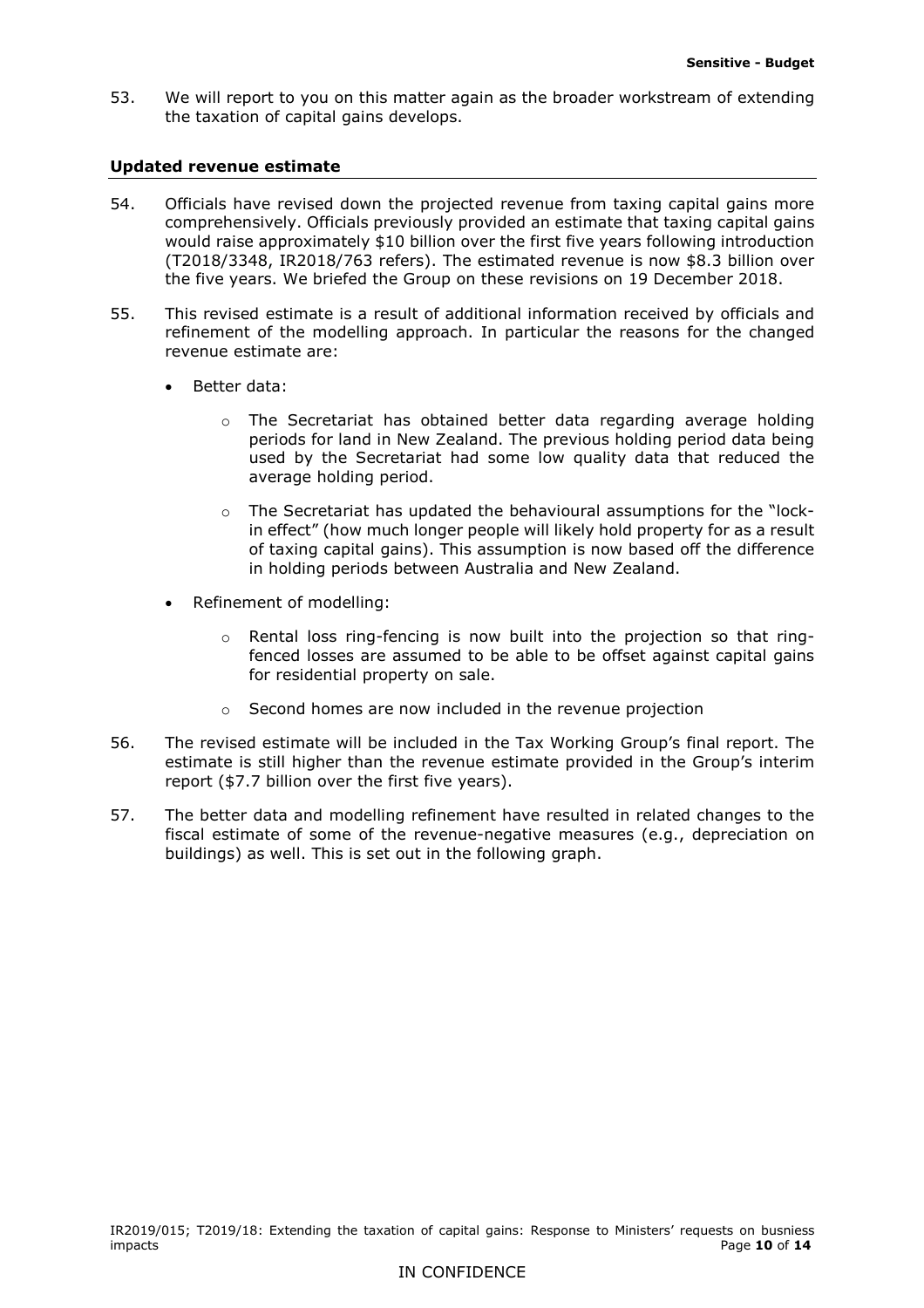53. We will report to you on this matter again as the broader workstream of extending the taxation of capital gains develops.

### Updated revenue estimate

54. Officials have revised down the projected revenue from taxing capital gains more comprehensively. Officials previously provided an estimate that taxing capital gains would raise approximately $10 billion over the first five years following introduction (T2018/3348, IR2018/763 refers). The estimated revenue is now $8.3 billion over the five years. We briefed the Group on these revisions on 19 December 2018.

55. This revised estimate is a result of additional information received by officials and refinement of the modelling approach. In particular the reasons for the changed revenue estimate are:

- Better data:
  - The Secretariat has obtained better data regarding average holding periods for land in New Zealand. The previous holding period data being used by the Secretariat had some low quality data that reduced the average holding period.
  - The Secretariat has updated the behavioural assumptions for the "lock-in effect" (how much longer people will likely hold property for as a result of taxing capital gains). This assumption is now based off the difference in holding periods between Australia and New Zealand.
- Refinement of modelling:
  - Rental loss ring-fencing is now built into the projection so that ring-fenced losses are assumed to be able to be offset against capital gains for residential property on sale.
  - Second homes are now included in the revenue projection

56. The revised estimate will be included in the Tax Working Group's final report. The estimate is still higher than the revenue estimate provided in the Group's interim report ($7.7 billion over the first five years).

57. The better data and modelling refinement have resulted in related changes to the fiscal estimate of some of the revenue-negative measures (e.g., depreciation on buildings) as well. This is set out in the following graph.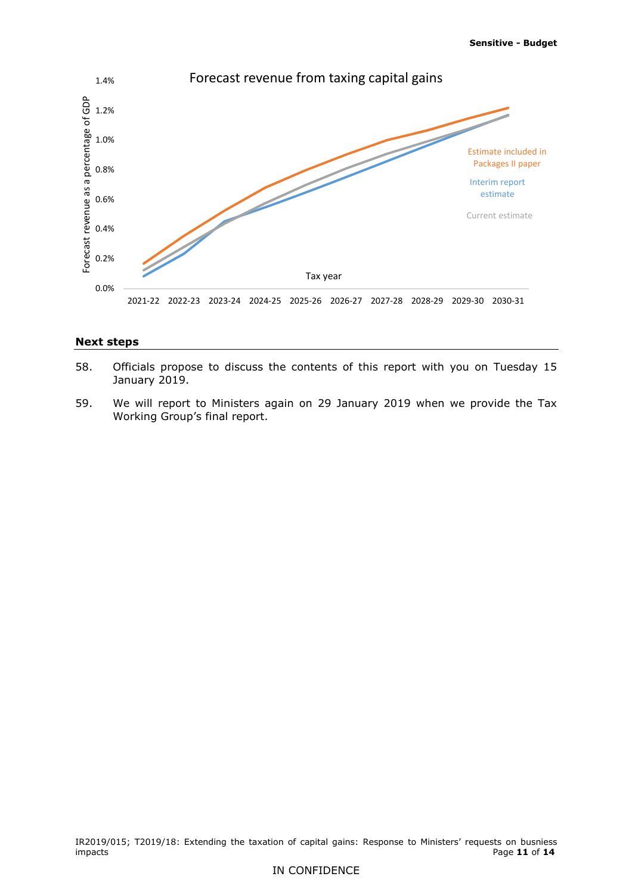Forecast revenue from taxing capital gains

Forecast revenue as a percentage of GDP

1.4%
1.2%
1.0%
0.8%
0.6%
0.4%
0.2%
0.0%

2021-22 2022-23 2023-24 2024-25 2025-26 2026-27 2027-28 2028-29 2029-30 2030-31

Tax year

Estimate included in Packages II paper

Interim report estimate

Current estimate

### Next steps

58. Officials propose to discuss the contents of this report with you on Tuesday 15 January 2019.

59. We will report to Ministers again on 29 January 2019 when we provide the Tax Working Group's final report.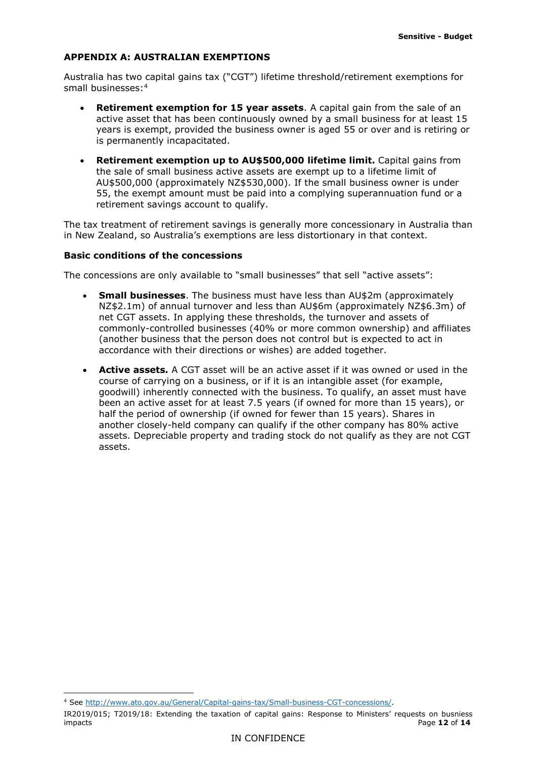## APPENDIX A: AUSTRALIAN EXEMPTIONS

Australia has two capital gains tax ("CGT") lifetime threshold/retirement exemptions for small businesses:[4]

- **Retirement exemption for 15 year assets**. A capital gain from the sale of an active asset that has been continuously owned by a small business for at least 15 years is exempt, provided the business owner is aged 55 or over and is retiring or is permanently incapacitated.
- **Retirement exemption up to AU$500,000 lifetime limit.** Capital gains from the sale of small business active assets are exempt up to a lifetime limit of AU$500,000 (approximately NZ$530,000). If the small business owner is under 55, the exempt amount must be paid into a complying superannuation fund or a retirement savings account to qualify.

The tax treatment of retirement savings is generally more concessionary in Australia than in New Zealand, so Australia's exemptions are less distortionary in that context.

### Basic conditions of the concessions

The concessions are only available to "small businesses" that sell "active assets":

- **Small businesses**. The business must have less than AU$2m (approximately NZ$2.1m) of annual turnover and less than AU$6m (approximately NZ$6.3m) of net CGT assets. In applying these thresholds, the turnover and assets of commonly-controlled businesses (40% or more common ownership) and affiliates (another business that the person does not control but is expected to act in accordance with their directions or wishes) are added together.
- ***Active assets.*** A CGT asset will be an active asset if it was owned or used in the course of carrying on a business, or if it is an intangible asset (for example, goodwill) inherently connected with the business. To qualify, an asset must have been an active asset for at least 7.5 years (if owned for more than 15 years), or half the period of ownership (if owned for fewer than 15 years). Shares in another closely-held company can qualify if the other company has 80% active assets. Depreciable property and trading stock do not qualify as they are not CGT assets.

[4] See http://www.ato.gov.au/General/Capital-gains-tax/Small-business-CGT-concessions/.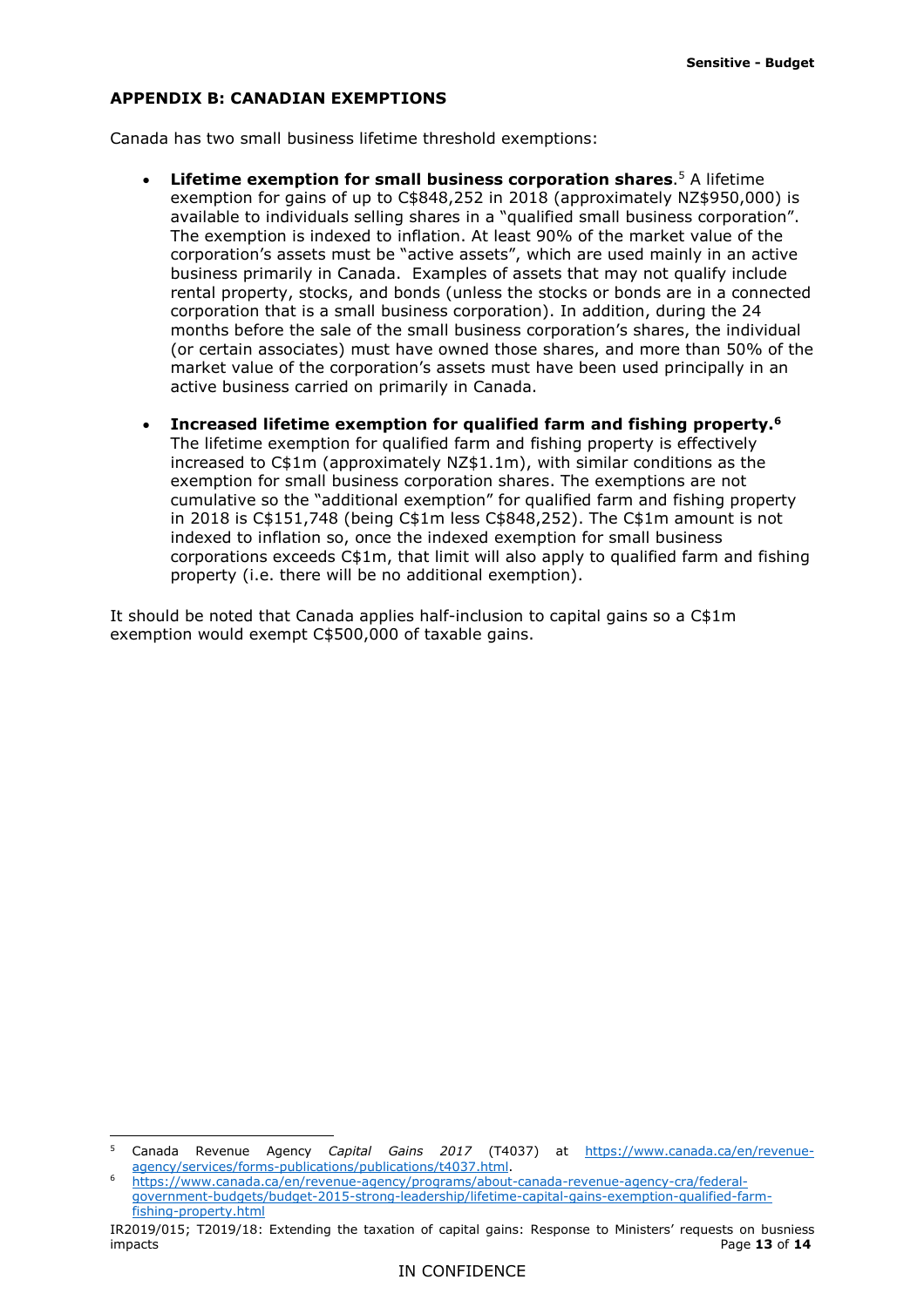## APPENDIX B: CANADIAN EXEMPTIONS

Canada has two small business lifetime threshold exemptions:

- **Lifetime exemption for small business corporation shares**.[5] A lifetime exemption for gains of up to C$848,252 in 2018 (approximately NZ$950,000) is available to individuals selling shares in a "qualified small business corporation". The exemption is indexed to inflation. At least 90% of the market value of the corporation's assets must be "active assets", which are used mainly in an active business primarily in Canada. Examples of assets that may not qualify include rental property, stocks, and bonds (unless the stocks or bonds are in a connected corporation that is a small business corporation). In addition, during the 24 months before the sale of the small business corporation's shares, the individual (or certain associates) must have owned those shares, and more than 50% of the market value of the corporation's assets must have been used principally in an active business carried on primarily in Canada.

- **Increased lifetime exemption for qualified farm and fishing property.[6]** The lifetime exemption for qualified farm and fishing property is effectively increased to C$1m (approximately NZ$1.1m), with similar conditions as the exemption for small business corporation shares. The exemptions are not cumulative so the "additional exemption" for qualified farm and fishing property in 2018 is C$151,748 (being C$1m less C$848,252). The C$1m amount is not indexed to inflation so, once the indexed exemption for small business corporations exceeds C$1m, that limit will also apply to qualified farm and fishing property (i.e. there will be no additional exemption).

It should be noted that Canada applies half-inclusion to capital gains so a C$1m exemption would exempt C$500,000 of taxable gains.

---

[5] Canada Revenue Agency *Capital Gains 2017* (T4037) at https://www.canada.ca/en/revenue-agency/services/forms-publications/publications/t4037.html.

[6] https://www.canada.ca/en/revenue-agency/programs/about-canada-revenue-agency-cra/federal-government-budgets/budget-2015-strong-leadership/lifetime-capital-gains-exemption-qualified-farm-fishing-property.html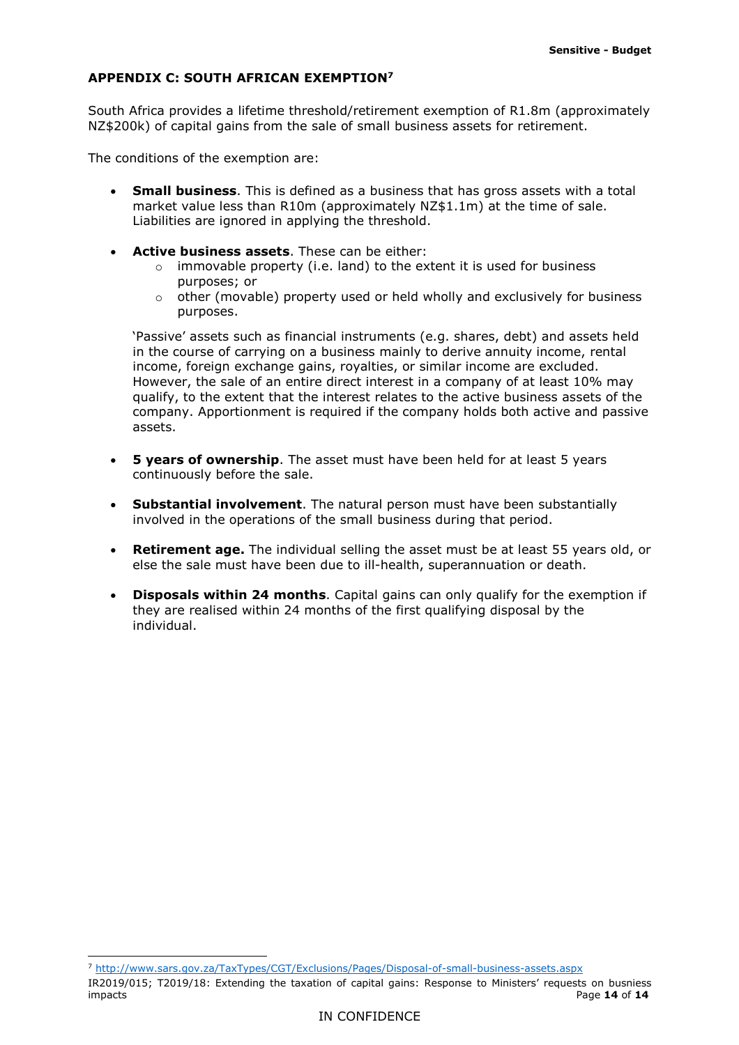## APPENDIX C: SOUTH AFRICAN EXEMPTION[7]

South Africa provides a lifetime threshold/retirement exemption of R1.8m (approximately NZ$200k) of capital gains from the sale of small business assets for retirement.

The conditions of the exemption are:

- **Small business**. This is defined as a business that has gross assets with a total market value less than R10m (approximately NZ$1.1m) at the time of sale. Liabilities are ignored in applying the threshold.

- **Active business assets**. These can be either:
  - immovable property (i.e. land) to the extent it is used for business purposes; or
  - other (movable) property used or held wholly and exclusively for business purposes.

  'Passive' assets such as financial instruments (e.g. shares, debt) and assets held in the course of carrying on a business mainly to derive annuity income, rental income, foreign exchange gains, royalties, or similar income are excluded. However, the sale of an entire direct interest in a company of at least 10% may qualify, to the extent that the interest relates to the active business assets of the company. Apportionment is required if the company holds both active and passive assets.

- **5 years of ownership**. The asset must have been held for at least 5 years continuously before the sale.

- **Substantial involvement**. The natural person must have been substantially involved in the operations of the small business during that period.

- **Retirement age.** The individual selling the asset must be at least 55 years old, or else the sale must have been due to ill-health, superannuation or death.

- **Disposals within 24 months**. Capital gains can only qualify for the exemption if they are realised within 24 months of the first qualifying disposal by the individual.

[7] http://www.sars.gov.za/TaxTypes/CGT/Exclusions/Pages/Disposal-of-small-business-assets.aspx